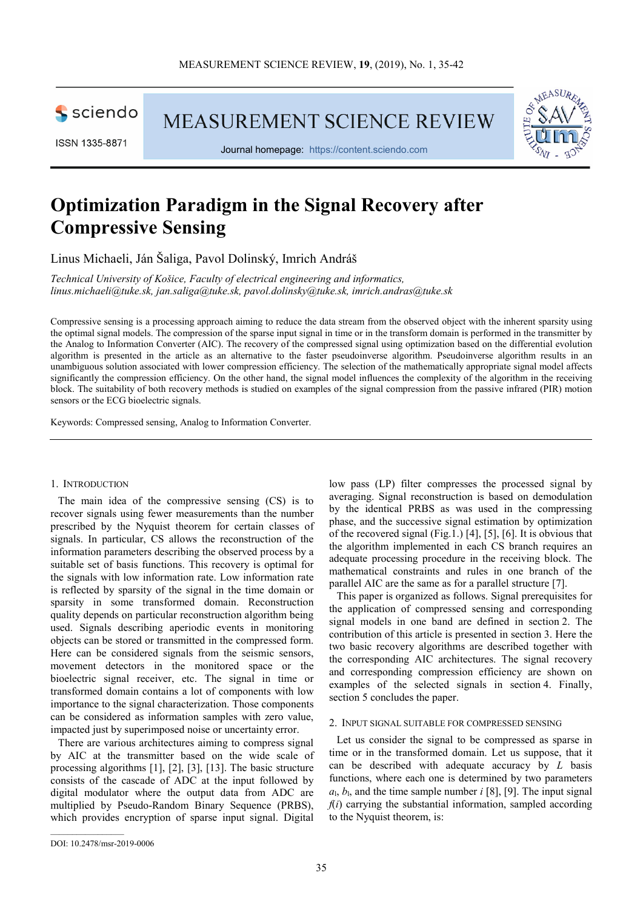# Optimization Paradigm in the Signal Recovery after Compressive Sensing

Linus Michaeli, Ján Šaliga, Pavol Dolinský, Imrich Andráš

*Technical University of Košice, Faculty of electrical engineering and informatics, linus.michaeli@tuke.sk, jan.saliga@tuke.sk, pavol.dolinsky@tuke.sk, imrich.andras@tuke.sk*

Compressive sensing is a processing approach aiming to reduce the data stream from the observed object with the inherent sparsity using the optimal signal models. The compression of the sparse input signal in time or in the transform domain is performed in the transmitter by the Analog to Information Converter (AIC). The recovery of the compressed signal using optimization based on the differential evolution algorithm is presented in the article as an alternative to the faster pseudoinverse algorithm. Pseudoinverse algorithm results in an unambiguous solution associated with lower compression efficiency. The selection of the mathematically appropriate signal model affects significantly the compression efficiency. On the other hand, the signal model influences the complexity of the algorithm in the receiving block. The suitability of both recovery methods is studied on examples of the signal compression from the passive infrared (PIR) motion sensors or the ECG bioelectric signals.

Keywords: Compressed sensing, Analog to Information Converter.

## 1. Introduction

The main idea of the compressive sensing (CS) is to recover signals using fewer measurements than the number prescribed by the Nyquist theorem for certain classes of signals. In particular, CS allows the reconstruction of the information parameters describing the observed process by a suitable set of basis functions. This recovery is optimal for the signals with low information rate. Low information rate is reflected by sparsity of the signal in the time domain or sparsity in some transformed domain. Reconstruction quality depends on particular reconstruction algorithm being used. Signals describing aperiodic events in monitoring objects can be stored or transmitted in the compressed form. Here can be considered signals from the seismic sensors, movement detectors in the monitored space or the bioelectric signal receiver, etc. The signal in time or transformed domain contains a lot of components with low importance to the signal characterization. Those components can be considered as information samples with zero value, impacted just by superimposed noise or uncertainty error.

There are various architectures aiming to compress signal by AIC at the transmitter based on the wide scale of processing algorithms [1], [2], [3], [13]. The basic structure consists of the cascade of ADC at the input followed by digital modulator where the output data from ADC are multiplied by Pseudo-Random Binary Sequence (PRBS), which provides encryption of sparse input signal. Digital low pass (LP) filter compresses the processed signal by averaging. Signal reconstruction is based on demodulation by the identical PRBS as was used in the compressing phase, and the successive signal estimation by optimization of the recovered signal (Fig.1.) [4], [5], [6]. It is obvious that the algorithm implemented in each CS branch requires an adequate processing procedure in the receiving block. The mathematical constraints and rules in one branch of the parallel AIC are the same as for a parallel structure [7].

This paper is organized as follows. Signal prerequisites for the application of compressed sensing and corresponding signal models in one band are defined in section 2. The contribution of this article is presented in section 3. Here the two basic recovery algorithms are described together with the corresponding AIC architectures. The signal recovery and corresponding compression efficiency are shown on examples of the selected signals in section 4. Finally, section 5 concludes the paper.

## 2. Input signal suitable for compressed sensing

Let us consider the signal to be compressed as sparse in time or in the transformed domain. Let us suppose, that it can be described with adequate accuracy by $L$ basis functions, where each one is determined by two parameters $a_l$, $b_l$, and the time sample number $i$ [8], [9]. The input signal $f(i)$ carrying the substantial information, sampled according to the Nyquist theorem, is:

DOI: 10.2478/msr-2019-0006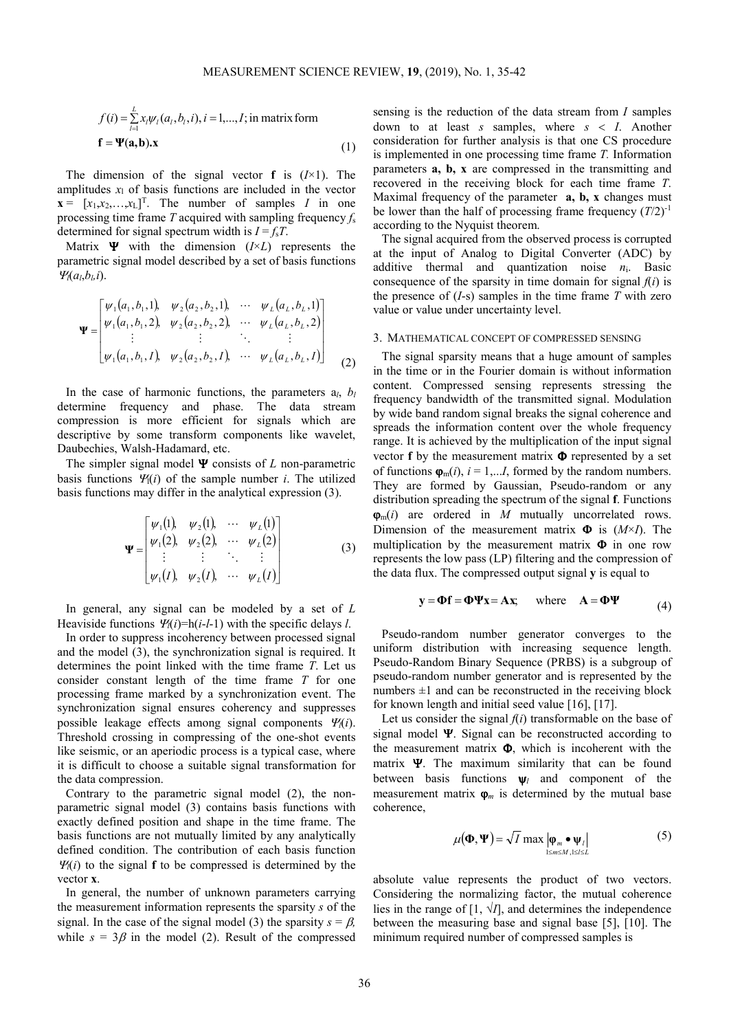$$f(i)=\sum_{l=1}^{L} x_l \psi_l(a_l,b_l,i), i=1,...,I; \text{in matrix form}$$
$$\mathbf{f}=\mathbf{\Psi(a,b).x} \tag{1}$$

The dimension of the signal vector $\mathbf{f}$ is ($I$×1). The amplitudes $x_l$ of basis functions are included in the vector $\mathbf{x} = [x_1,x_2,...,x_L]^T$. The number of samples $I$ in one processing time frame $T$ acquired with sampling frequency $f_s$ determined for signal spectrum width is $I = f_sT$.

Matrix $\mathbf{\Psi}$ with the dimension ($I$×$L$) represents the parametric signal model described by a set of basis functions $\Psi_l(a_l,b_l,i)$.

$$\mathbf{\Psi}=\begin{bmatrix} \psi_1(a_1,b_1,1), & \psi_2(a_2,b_2,1), & \cdots & \psi_L(a_L,b_L,1) \\ \psi_1(a_1,b_1,2), & \psi_2(a_2,b_2,2), & \cdots & \psi_L(a_L,b_L,2) \\ \vdots & \vdots & \ddots & \vdots \\ \psi_1(a_1,b_1,I), & \psi_2(a_2,b_2,I), & \cdots & \psi_L(a_L,b_L,I) \end{bmatrix} \tag{2}$$

In the case of harmonic functions, the parameters $a_l$, $b_l$ determine frequency and phase. The data stream compression is more efficient for signals which are descriptive by some transform components like wavelet, Daubechies, Walsh-Hadamard, etc.

The simpler signal model $\mathbf{\Psi}$ consists of $L$ non-parametric basis functions $\Psi_l(i)$ of the sample number $i$. The utilized basis functions may differ in the analytical expression (3).

$$\mathbf{\Psi}=\begin{bmatrix} \psi_1(1), & \psi_2(1), & \cdots & \psi_L(1) \\ \psi_1(2), & \psi_2(2), & \cdots & \psi_L(2) \\ \vdots & \vdots & \ddots & \vdots \\ \psi_1(I), & \psi_2(I), & \cdots & \psi_L(I) \end{bmatrix} \tag{3}$$

In general, any signal can be modeled by a set of $L$ Heaviside functions $\Psi_l(i)$=h($i$-$l$-1) with the specific delays $l$.

In order to suppress incoherency between processed signal and the model (3), the synchronization signal is required. It determines the point linked with the time frame $T$. Let us consider constant length of the time frame $T$ for one processing frame marked by a synchronization event. The synchronization signal ensures coherency and suppresses possible leakage effects among signal components $\Psi_l(i)$. Threshold crossing in compressing of the one-shot events like seismic, or an aperiodic process is a typical case, where it is difficult to choose a suitable signal transformation for the data compression.

Contrary to the parametric signal model (2), the non-parametric signal model (3) contains basis functions with exactly defined position and shape in the time frame. The basis functions are not mutually limited by any analytically defined condition. The contribution of each basis function $\Psi_l(i)$ to the signal $\mathbf{f}$ to be compressed is determined by the vector $\mathbf{x}$.

In general, the number of unknown parameters carrying the measurement information represents the sparsity $s$ of the signal. In the case of the signal model (3) the sparsity $s = \beta$, while $s = 3\beta$ in the model (2). Result of the compressed sensing is the reduction of the data stream from $I$ samples down to at least $s$ samples, where $s < I$. Another consideration for further analysis is that one CS procedure is implemented in one processing time frame $T$. Information parameters **a, b, x** are compressed in the transmitting and recovered in the receiving block for each time frame $T$. Maximal frequency of the parameter **a, b, x** changes must be lower than the half of processing frame frequency $(T/2)^{-1}$ according to the Nyquist theorem.

The signal acquired from the observed process is corrupted at the input of Analog to Digital Converter (ADC) by additive thermal and quantization noise $n_i$. Basic consequence of the sparsity in time domain for signal $f(i)$ is the presence of ($I$-s) samples in the time frame $T$ with zero value or value under uncertainty level.

## 3. Mathematical concept of compressed sensing

The signal sparsity means that a huge amount of samples in the time or in the Fourier domain is without information content. Compressed sensing represents stressing the frequency bandwidth of the transmitted signal. Modulation by wide band random signal breaks the signal coherence and spreads the information content over the whole frequency range. It is achieved by the multiplication of the input signal vector $\mathbf{f}$ by the measurement matrix $\mathbf{\Phi}$ represented by a set of functions $\boldsymbol{\varphi}_m(i)$, $i$ = 1,...$I$, formed by the random numbers. They are formed by Gaussian, Pseudo-random or any distribution spreading the spectrum of the signal $\mathbf{f}$. Functions $\boldsymbol{\varphi}_m(i)$ are ordered in $M$ mutually uncorrelated rows. Dimension of the measurement matrix $\mathbf{\Phi}$ is ($M$×$I$). The multiplication by the measurement matrix $\mathbf{\Phi}$ in one row represents the low pass (LP) filtering and the compression of the data flux. The compressed output signal $\mathbf{y}$ is equal to

$$\mathbf{y}=\mathbf{\Phi f}=\mathbf{\Phi\Psi x}=\mathbf{Ax}; \quad \text{where} \quad \mathbf{A}=\mathbf{\Phi\Psi} \tag{4}$$

Pseudo-random number generator converges to the uniform distribution with increasing sequence length. Pseudo-Random Binary Sequence (PRBS) is a subgroup of pseudo-random number generator and is represented by the numbers ±1 and can be reconstructed in the receiving block for known length and initial seed value [16], [17].

Let us consider the signal $f(i)$ transformable on the base of signal model $\mathbf{\Psi}$. Signal can be reconstructed according to the measurement matrix $\mathbf{\Phi}$, which is incoherent with the matrix $\mathbf{\Psi}$. The maximum similarity that can be found between basis functions $\boldsymbol{\psi}_l$ and component of the measurement matrix $\boldsymbol{\varphi}_m$ is determined by the mutual base coherence,

$$\mu(\mathbf{\Phi},\mathbf{\Psi})=\sqrt{I}\max_{1\le m\le M, 1\le l\le L}\left|\boldsymbol{\varphi}_m \bullet \boldsymbol{\psi}_l\right| \tag{5}$$

absolute value represents the product of two vectors. Considering the normalizing factor, the mutual coherence lies in the range of [1, √$I$], and determines the independence between the measuring base and signal base [5], [10]. The minimum required number of compressed samples is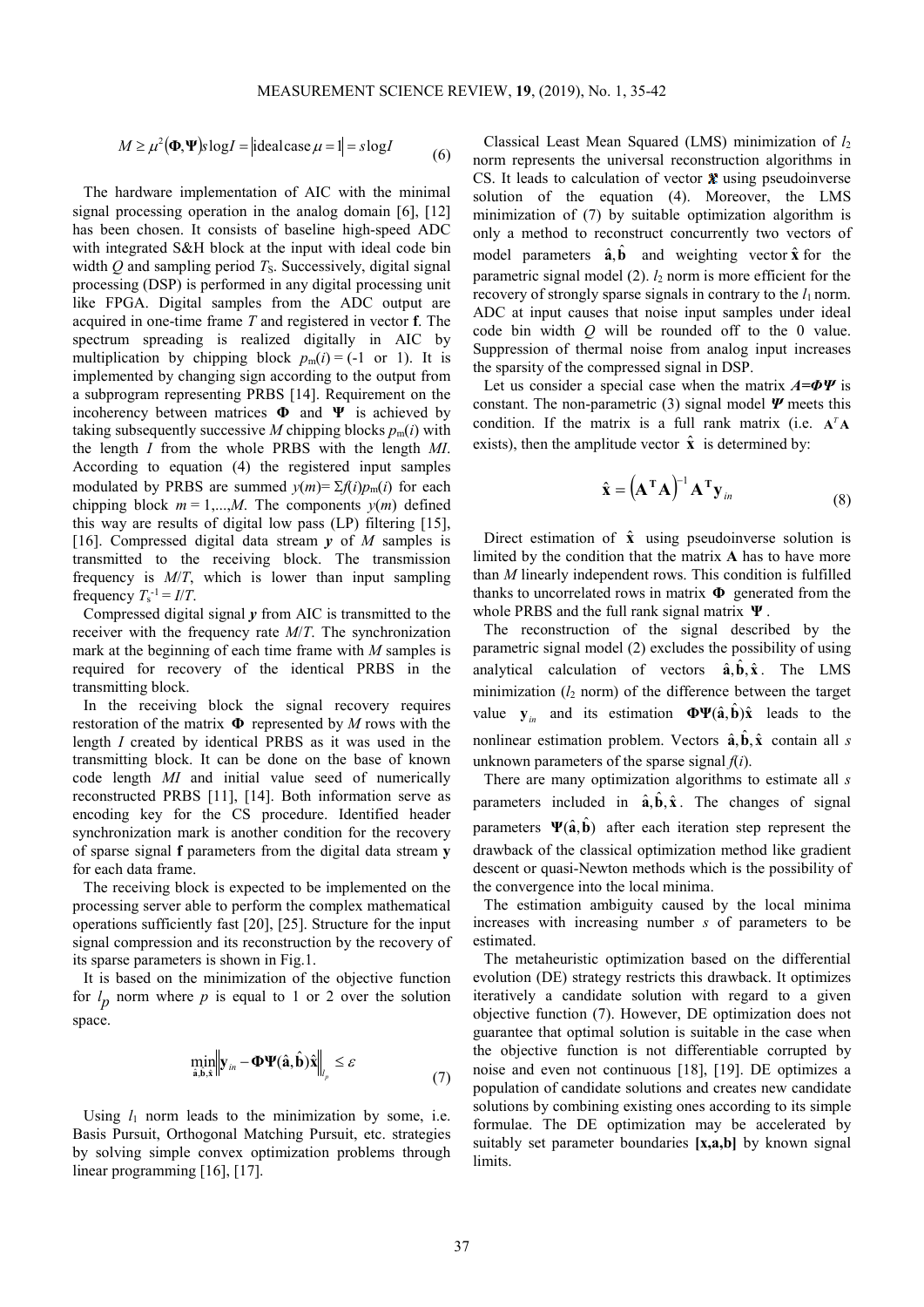$$M \geq \mu^2(\mathbf{\Phi},\mathbf{\Psi})s\log I = \left|\text{ideal case } \mu = 1\right| = s\log I \tag{6}$$

The hardware implementation of AIC with the minimal signal processing operation in the analog domain [6], [12] has been chosen. It consists of baseline high-speed ADC with integrated S&H block at the input with ideal code bin width $Q$ and sampling period $T_S$. Successively, digital signal processing (DSP) is performed in any digital processing unit like FPGA. Digital samples from the ADC output are acquired in one-time frame $T$ and registered in vector $\mathbf{f}$. The spectrum spreading is realized digitally in AIC by multiplication by chipping block $p_m(i) = (-1 \text{ or } 1)$. It is implemented by changing sign according to the output from a subprogram representing PRBS [14]. Requirement on the incoherency between matrices $\mathbf{\Phi}$ and $\mathbf{\Psi}$ is achieved by taking subsequently successive $M$ chipping blocks $p_m(i)$ with the length $I$ from the whole PRBS with the length $MI$. According to equation (4) the registered input samples modulated by PRBS are summed $y(m)= \Sigma f(i)p_m(i)$ for each chipping block $m = 1,...,M$. The components $y(m)$ defined this way are results of digital low pass (LP) filtering [15], [16]. Compressed digital data stream $\boldsymbol{y}$ of $M$ samples is transmitted to the receiving block. The transmission frequency is $M/T$, which is lower than input sampling frequency $T_s^{-1} = I/T$.

Compressed digital signal $\boldsymbol{y}$ from AIC is transmitted to the receiver with the frequency rate $M/T$. The synchronization mark at the beginning of each time frame with $M$ samples is required for recovery of the identical PRBS in the transmitting block.

In the receiving block the signal recovery requires restoration of the matrix $\mathbf{\Phi}$ represented by $M$ rows with the length $I$ created by identical PRBS as it was used in the transmitting block. It can be done on the base of known code length $MI$ and initial value seed of numerically reconstructed PRBS [11], [14]. Both information serve as encoding key for the CS procedure. Identified header synchronization mark is another condition for the recovery of sparse signal $\mathbf{f}$ parameters from the digital data stream $\mathbf{y}$ for each data frame.

The receiving block is expected to be implemented on the processing server able to perform the complex mathematical operations sufficiently fast [20], [25]. Structure for the input signal compression and its reconstruction by the recovery of its sparse parameters is shown in Fig.1.

It is based on the minimization of the objective function for $l_p$ norm where $p$ is equal to 1 or 2 over the solution space.

$$\min_{\hat{\mathbf{a}},\hat{\mathbf{b}},\hat{\mathbf{x}}} \left\| \mathbf{y}_{in} - \mathbf{\Phi}\mathbf{\Psi}(\hat{\mathbf{a}},\hat{\mathbf{b}})\hat{\mathbf{x}} \right\|_{l_p} \leq \varepsilon \tag{7}$$

Using $l_1$ norm leads to the minimization by some, i.e. Basis Pursuit, Orthogonal Matching Pursuit, etc. strategies by solving simple convex optimization problems through linear programming [16], [17].

Classical Least Mean Squared (LMS) minimization of $l_2$ norm represents the universal reconstruction algorithms in CS. It leads to calculation of vector $\hat{\mathbf{x}}$ using pseudoinverse solution of the equation (4). Moreover, the LMS minimization of (7) by suitable optimization algorithm is only a method to reconstruct concurrently two vectors of model parameters $\hat{\mathbf{a}},\hat{\mathbf{b}}$ and weighting vector $\hat{\mathbf{x}}$ for the parametric signal model (2). $l_2$ norm is more efficient for the recovery of strongly sparse signals in contrary to the $l_1$ norm. ADC at input causes that noise input samples under ideal code bin width $Q$ will be rounded off to the 0 value. Suppression of thermal noise from analog input increases the sparsity of the compressed signal in DSP.

Let us consider a special case when the matrix $\boldsymbol{A}=\boldsymbol{\Phi}\boldsymbol{\Psi}$ is constant. The non-parametric (3) signal model $\boldsymbol{\Psi}$ meets this condition. If the matrix is a full rank matrix (i.e. $\mathbf{A}^T\mathbf{A}$ exists), then the amplitude vector $\hat{\mathbf{x}}$ is determined by:

$$\hat{\mathbf{x}} = \left(\mathbf{A}^{\mathbf{T}}\mathbf{A}\right)^{-1}\mathbf{A}^{\mathbf{T}}\mathbf{y}_{in} \tag{8}$$

Direct estimation of $\hat{\mathbf{x}}$ using pseudoinverse solution is limited by the condition that the matrix $\mathbf{A}$ has to have more than $M$ linearly independent rows. This condition is fulfilled thanks to uncorrelated rows in matrix $\mathbf{\Phi}$ generated from the whole PRBS and the full rank signal matrix $\mathbf{\Psi}$.

The reconstruction of the signal described by the parametric signal model (2) excludes the possibility of using analytical calculation of vectors $\hat{\mathbf{a}},\hat{\mathbf{b}},\hat{\mathbf{x}}$. The LMS minimization ($l_2$ norm) of the difference between the target value $\mathbf{y}_{in}$ and its estimation $\mathbf{\Phi}\mathbf{\Psi}(\hat{\mathbf{a}},\hat{\mathbf{b}})\hat{\mathbf{x}}$ leads to the nonlinear estimation problem. Vectors $\hat{\mathbf{a}},\hat{\mathbf{b}},\hat{\mathbf{x}}$ contain all $s$ unknown parameters of the sparse signal $f(i)$.

There are many optimization algorithms to estimate all $s$ parameters included in $\hat{\mathbf{a}},\hat{\mathbf{b}},\hat{\mathbf{x}}$. The changes of signal parameters $\mathbf{\Psi}(\hat{\mathbf{a}},\hat{\mathbf{b}})$ after each iteration step represent the drawback of the classical optimization method like gradient descent or quasi-Newton methods which is the possibility of the convergence into the local minima.

The estimation ambiguity caused by the local minima increases with increasing number $s$ of parameters to be estimated.

The metaheuristic optimization based on the differential evolution (DE) strategy restricts this drawback. It optimizes iteratively a candidate solution with regard to a given objective function (7). However, DE optimization does not guarantee that optimal solution is suitable in the case when the objective function is not differentiable corrupted by noise and even not continuous [18], [19]. DE optimizes a population of candidate solutions and creates new candidate solutions by combining existing ones according to its simple formulae. The DE optimization may be accelerated by suitably set parameter boundaries **[x,a,b]** by known signal limits.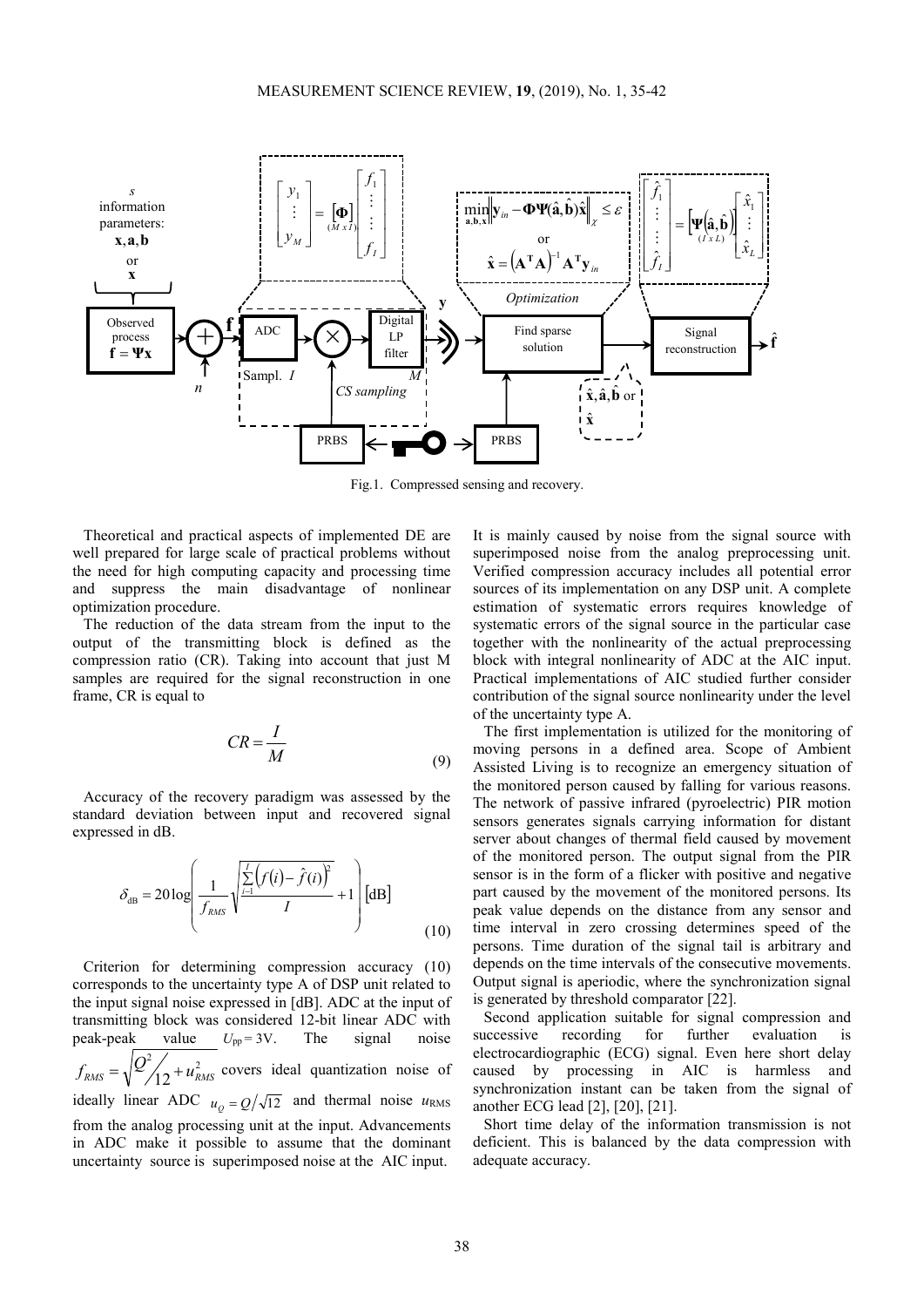Fig.1. Compressed sensing and recovery.

Theoretical and practical aspects of implemented DE are well prepared for large scale of practical problems without the need for high computing capacity and processing time and suppress the main disadvantage of nonlinear optimization procedure.

The reduction of the data stream from the input to the output of the transmitting block is defined as the compression ratio (CR). Taking into account that just M samples are required for the signal reconstruction in one frame, CR is equal to

$$CR = \frac{I}{M} \tag{9}$$

Accuracy of the recovery paradigm was assessed by the standard deviation between input and recovered signal expressed in dB.

$$\delta_{\mathrm{dB}} = 20\log\left(\frac{1}{f_{RMS}}\sqrt{\frac{\sum_{i=1}^{I}\left(f(i)-\hat{f}(i)\right)^2}{I}}+1\right)\ [\mathrm{dB}] \tag{10}$$

Criterion for determining compression accuracy (10) corresponds to the uncertainty type A of DSP unit related to the input signal noise expressed in [dB]. ADC at the input of transmitting block was considered 12-bit linear ADC with peak-peak value $U_{\mathrm{pp}} = 3\mathrm{V}$. The signal noise $f_{RMS} = \sqrt{Q^2/12 + u_{RMS}^2}$ covers ideal quantization noise of ideally linear ADC $u_Q = Q/\sqrt{12}$ and thermal noise $u_{\mathrm{RMS}}$ from the analog processing unit at the input. Advancements in ADC make it possible to assume that the dominant uncertainty source is superimposed noise at the AIC input. It is mainly caused by noise from the signal source with superimposed noise from the analog preprocessing unit. Verified compression accuracy includes all potential error sources of its implementation on any DSP unit. A complete estimation of systematic errors requires knowledge of systematic errors of the signal source in the particular case together with the nonlinearity of the actual preprocessing block with integral nonlinearity of ADC at the AIC input. Practical implementations of AIC studied further consider contribution of the signal source nonlinearity under the level of the uncertainty type A.

The first implementation is utilized for the monitoring of moving persons in a defined area. Scope of Ambient Assisted Living is to recognize an emergency situation of the monitored person caused by falling for various reasons. The network of passive infrared (pyroelectric) PIR motion sensors generates signals carrying information for distant server about changes of thermal field caused by movement of the monitored person. The output signal from the PIR sensor is in the form of a flicker with positive and negative part caused by the movement of the monitored persons. Its peak value depends on the distance from any sensor and time interval in zero crossing determines speed of the persons. Time duration of the signal tail is arbitrary and depends on the time intervals of the consecutive movements. Output signal is aperiodic, where the synchronization signal is generated by threshold comparator [22].

Second application suitable for signal compression and successive recording for further evaluation is electrocardiographic (ECG) signal. Even here short delay caused by processing in AIC is harmless and synchronization instant can be taken from the signal of another ECG lead [2], [20], [21].

Short time delay of the information transmission is not deficient. This is balanced by the data compression with adequate accuracy.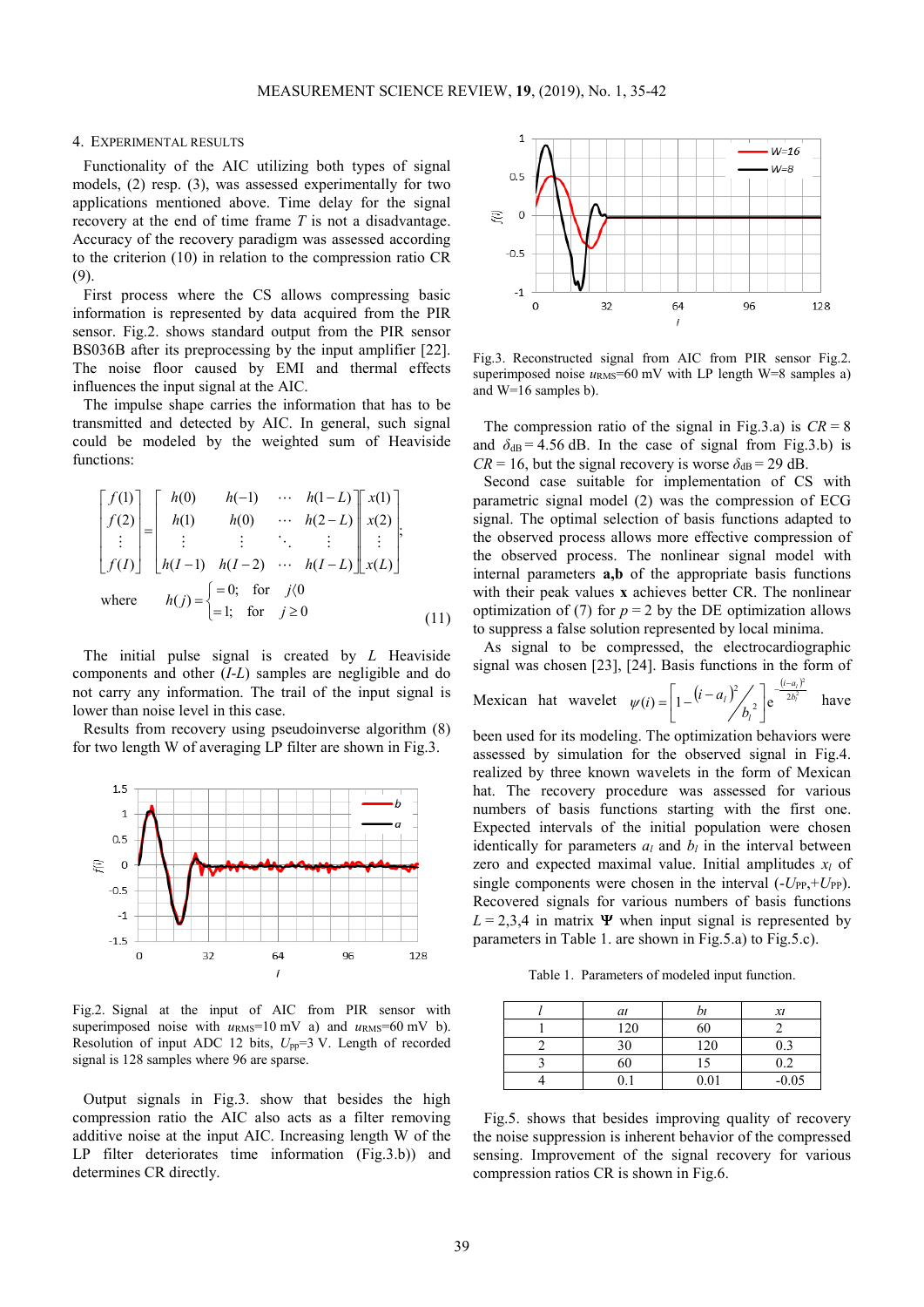## 4. Experimental Results

Functionality of the AIC utilizing both types of signal models, (2) resp. (3), was assessed experimentally for two applications mentioned above. Time delay for the signal recovery at the end of time frame $T$ is not a disadvantage. Accuracy of the recovery paradigm was assessed according to the criterion (10) in relation to the compression ratio CR (9).

First process where the CS allows compressing basic information is represented by data acquired from the PIR sensor. Fig.2. shows standard output from the PIR sensor BS036B after its preprocessing by the input amplifier [22]. The noise floor caused by EMI and thermal effects influences the input signal at the AIC.

The impulse shape carries the information that has to be transmitted and detected by AIC. In general, such signal could be modeled by the weighted sum of Heaviside functions:

$$\begin{bmatrix} f(1) \\ f(2) \\ \vdots \\ f(I) \end{bmatrix} = \begin{bmatrix} h(0) & h(-1) & \cdots & h(1-L) \\ h(1) & h(0) & \cdots & h(2-L) \\ \vdots & \vdots & \ddots & \vdots \\ h(I-1) & h(I-2) & \cdots & h(I-L) \end{bmatrix} \begin{bmatrix} x(1) \\ x(2) \\ \vdots \\ x(L) \end{bmatrix};$$

$$\text{where} \quad h(j) = \begin{cases} = 0; & \text{for} \quad j \langle 0 \\ = 1; & \text{for} \quad j \geq 0 \end{cases} \tag{11}$$

The initial pulse signal is created by $L$ Heaviside components and other ($I$-$L$) samples are negligible and do not carry any information. The trail of the input signal is lower than noise level in this case.

Results from recovery using pseudoinverse algorithm (8) for two length W of averaging LP filter are shown in Fig.3.

Fig.2. Signal at the input of AIC from PIR sensor with superimposed noise with $u_{RMS}$=10 mV a) and $u_{RMS}$=60 mV b). Resolution of input ADC 12 bits, $U_{pp}$=3 V. Length of recorded signal is 128 samples where 96 are sparse.

Output signals in Fig.3. show that besides the high compression ratio the AIC also acts as a filter removing additive noise at the input AIC. Increasing length W of the LP filter deteriorates time information (Fig.3.b)) and determines CR directly.

Fig.3. Reconstructed signal from AIC from PIR sensor Fig.2. superimposed noise $u_{RMS}$=60 mV with LP length W=8 samples a) and W=16 samples b).

The compression ratio of the signal in Fig.3.a) is $CR = 8$ and $\delta_{dB} = 4.56$ dB. In the case of signal from Fig.3.b) is $CR = 16$, but the signal recovery is worse $\delta_{dB} = 29$ dB.

Second case suitable for implementation of CS with parametric signal model (2) was the compression of ECG signal. The optimal selection of basis functions adapted to the observed process allows more effective compression of the observed process. The nonlinear signal model with internal parameters **a,b** of the appropriate basis functions with their peak values **x** achieves better CR. The nonlinear optimization of (7) for $p = 2$ by the DE optimization allows to suppress a false solution represented by local minima.

As signal to be compressed, the electrocardiographic signal was chosen [23], [24]. Basis functions in the form of Mexican hat wavelet $\psi(i) = \left[1 - \frac{(i-a_l)^2}{b_l^2}\right] e^{-\frac{(i-a_l)^2}{2b_l^2}}$ have been used for its modeling. The optimization behaviors were assessed by simulation for the observed signal in Fig.4. realized by three known wavelets in the form of Mexican hat. The recovery procedure was assessed for various numbers of basis functions starting with the first one. Expected intervals of the initial population were chosen identically for parameters $a_l$ and $b_l$ in the interval between zero and expected maximal value. Initial amplitudes $x_l$ of single components were chosen in the interval ($-U_{PP}$,$+U_{PP}$). Recovered signals for various numbers of basis functions $L = 2,3,4$ in matrix $\mathbf{\Psi}$ when input signal is represented by parameters in Table 1. are shown in Fig.5.a) to Fig.5.c).

Table 1. Parameters of modeled input function.

| $l$ | $a_l$ | $b_l$ | $x_l$ |
|---|---|---|---|
| 1 | 120 | 60 | 2 |
| 2 | 30 | 120 | 0.3 |
| 3 | 60 | 15 | 0.2 |
| 4 | 0.1 | 0.01 | -0.05 |

Fig.5. shows that besides improving quality of recovery the noise suppression is inherent behavior of the compressed sensing. Improvement of the signal recovery for various compression ratios CR is shown in Fig.6.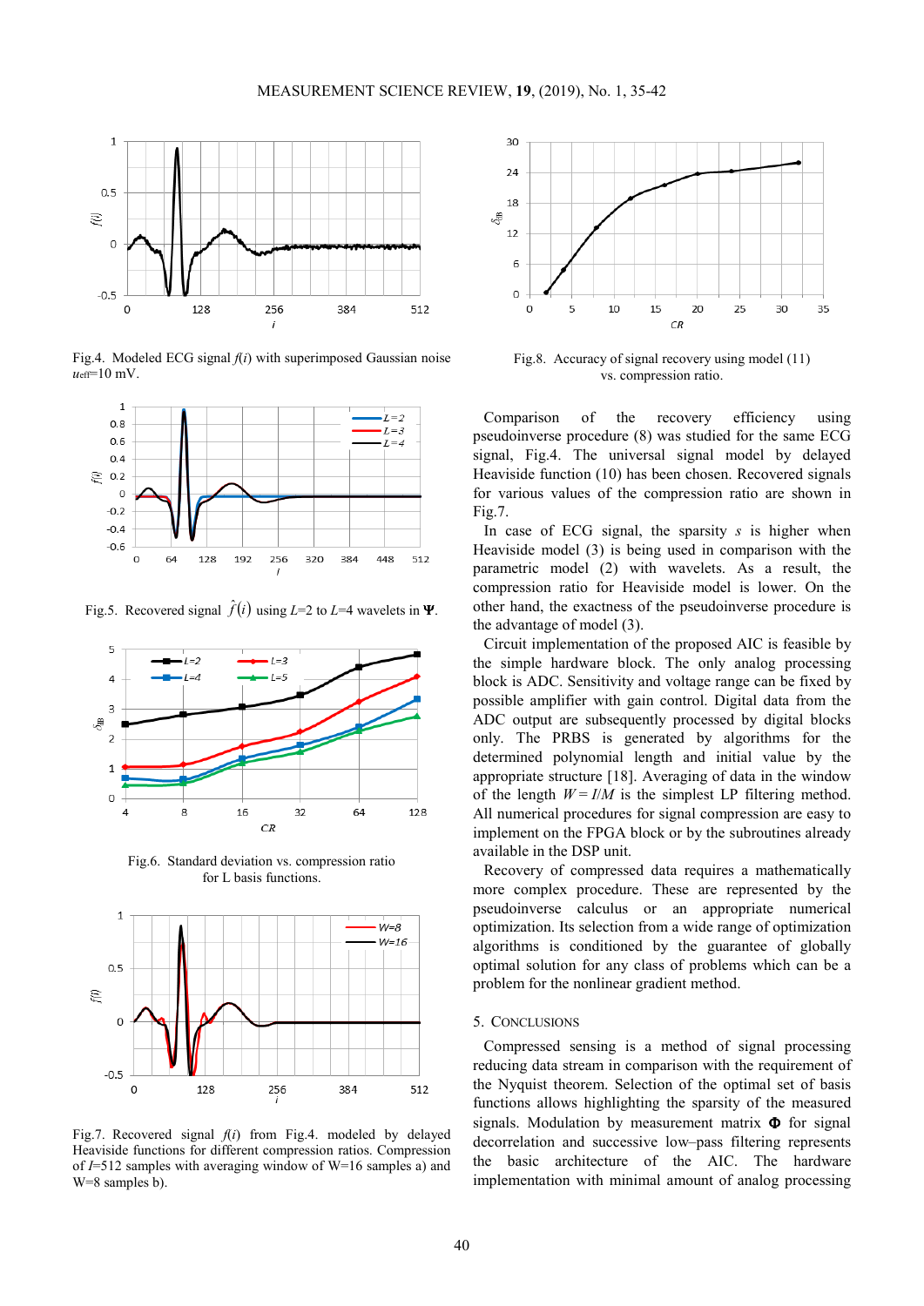Fig.4. Modeled ECG signal $f(i)$ with superimposed Gaussian noise $u_{eff}$=10 mV.

Fig.5. Recovered signal $\hat{f}(i)$ using $L$=2 to $L$=4 wavelets in $\mathbf{\Psi}$.

Fig.6. Standard deviation vs. compression ratio for L basis functions.

Fig.7. Recovered signal $f(i)$ from Fig.4. modeled by delayed Heaviside functions for different compression ratios. Compression of $I$=512 samples with averaging window of W=16 samples a) and W=8 samples b).

Fig.8. Accuracy of signal recovery using model (11) vs. compression ratio.

Comparison of the recovery efficiency using pseudoinverse procedure (8) was studied for the same ECG signal, Fig.4. The universal signal model by delayed Heaviside function (10) has been chosen. Recovered signals for various values of the compression ratio are shown in Fig.7.

In case of ECG signal, the sparsity $s$ is higher when Heaviside model (3) is being used in comparison with the parametric model (2) with wavelets. As a result, the compression ratio for Heaviside model is lower. On the other hand, the exactness of the pseudoinverse procedure is the advantage of model (3).

Circuit implementation of the proposed AIC is feasible by the simple hardware block. The only analog processing block is ADC. Sensitivity and voltage range can be fixed by possible amplifier with gain control. Digital data from the ADC output are subsequently processed by digital blocks only. The PRBS is generated by algorithms for the determined polynomial length and initial value by the appropriate structure [18]. Averaging of data in the window of the length $W = I/M$ is the simplest LP filtering method. All numerical procedures for signal compression are easy to implement on the FPGA block or by the subroutines already available in the DSP unit.

Recovery of compressed data requires a mathematically more complex procedure. These are represented by the pseudoinverse calculus or an appropriate numerical optimization. Its selection from a wide range of optimization algorithms is conditioned by the guarantee of globally optimal solution for any class of problems which can be a problem for the nonlinear gradient method.

## 5. Conclusions

Compressed sensing is a method of signal processing reducing data stream in comparison with the requirement of the Nyquist theorem. Selection of the optimal set of basis functions allows highlighting the sparsity of the measured signals. Modulation by measurement matrix $\mathbf{\Phi}$ for signal decorrelation and successive low–pass filtering represents the basic architecture of the AIC. The hardware implementation with minimal amount of analog processing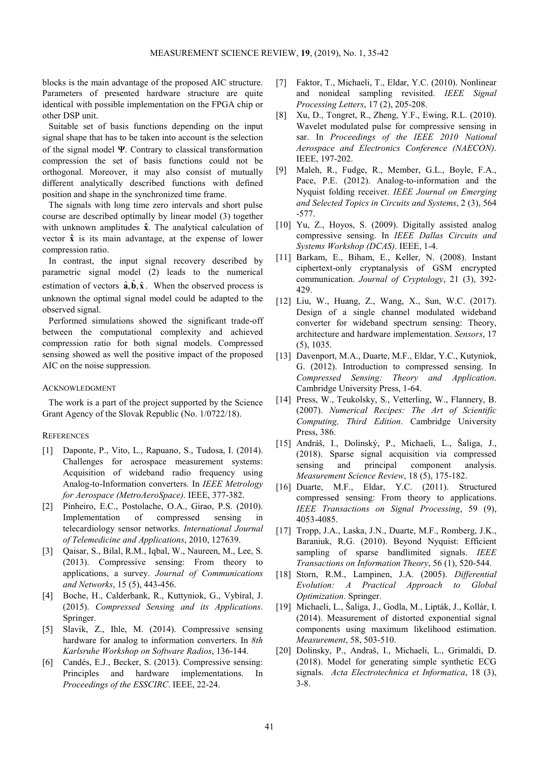blocks is the main advantage of the proposed AIC structure. Parameters of presented hardware structure are quite identical with possible implementation on the FPGA chip or other DSP unit.

Suitable set of basis functions depending on the input signal shape that has to be taken into account is the selection of the signal model $\mathbf{\Psi}$. Contrary to classical transformation compression the set of basis functions could not be orthogonal. Moreover, it may also consist of mutually different analytically described functions with defined position and shape in the synchronized time frame.

The signals with long time zero intervals and short pulse course are described optimally by linear model (3) together with unknown amplitudes $\hat{\mathbf{x}}$. The analytical calculation of vector $\hat{\mathbf{x}}$ is its main advantage, at the expense of lower compression ratio.

In contrast, the input signal recovery described by parametric signal model (2) leads to the numerical estimation of vectors $\hat{\mathbf{a}}, \hat{\mathbf{b}}, \hat{\mathbf{x}}$. When the observed process is unknown the optimal signal model could be adapted to the observed signal.

Performed simulations showed the significant trade-off between the computational complexity and achieved compression ratio for both signal models. Compressed sensing showed as well the positive impact of the proposed AIC on the noise suppression.

## Acknowledgment

The work is a part of the project supported by the Science Grant Agency of the Slovak Republic (No. 1/0722/18).

## References

[1] Daponte, P., Vito, L., Rapuano, S., Tudosa, I. (2014). Challenges for aerospace measurement systems: Acquisition of wideband radio frequency using Analog-to-Information converters. In *IEEE Metrology for Aerospace (MetroAeroSpace)*. IEEE, 377-382.

[2] Pinheiro, E.C., Postolache, O.A., Girao, P.S. (2010). Implementation of compressed sensing in telecardiology sensor networks. *International Journal of Telemedicine and Applications*, 2010, 127639.

[3] Qaisar, S., Bilal, R.M., Iqbal, W., Naureen, M., Lee, S. (2013). Compressive sensing: From theory to applications, a survey. *Journal of Communications and Networks*, 15 (5), 443-456.

[4] Boche, H., Calderbank, R., Kuttyniok, G., Vybíral, J. (2015). *Compressed Sensing and its Applications*. Springer.

[5] Slavik, Z., Ihle, M. (2014). Compressive sensing hardware for analog to information converters. In *8th Karlsruhe Workshop on Software Radios*, 136-144.

[6] Candés, E.J., Becker, S. (2013). Compressive sensing: Principles and hardware implementations. In *Proceedings of the ESSCIRC*. IEEE, 22-24.

[7] Faktor, T., Michaeli, T., Eldar, Y.C. (2010). Nonlinear and nonideal sampling revisited. *IEEE Signal Processing Letters*, 17 (2), 205-208.

[8] Xu, D., Tongret, R., Zheng, Y.F., Ewing, R.L. (2010). Wavelet modulated pulse for compressive sensing in sar. In *Proceedings of the IEEE 2010 National Aerospace and Electronics Conference (NAECON)*. IEEE, 197-202.

[9] Maleh, R., Fudge, R., Member, G.L., Boyle, F.A., Pace, P.E. (2012). Analog-to-information and the Nyquist folding receiver. *IEEE Journal on Emerging and Selected Topics in Circuits and Systems*, 2 (3), 564 -577.

[10] Yu, Z., Hoyos, S. (2009). Digitally assisted analog compressive sensing. In *IEEE Dallas Circuits and Systems Workshop (DCAS)*. IEEE, 1-4.

[11] Barkam, E., Biham, E., Keller, N. (2008). Instant ciphertext-only cryptanalysis of GSM encrypted communication. *Journal of Cryptology*, 21 (3), 392-429.

[12] Liu, W., Huang, Z., Wang, X., Sun, W.C. (2017). Design of a single channel modulated wideband converter for wideband spectrum sensing: Theory, architecture and hardware implementation. *Sensors*, 17 (5), 1035.

[13] Davenport, M.A., Duarte, M.F., Eldar, Y.C., Kutyniok, G. (2012). Introduction to compressed sensing. In *Compressed Sensing: Theory and Application*. Cambridge University Press, 1-64.

[14] Press, W., Teukolsky, S., Vetterling, W., Flannery, B. (2007). *Numerical Recipes: The Art of Scientific Computing, Third Edition*. Cambridge University Press, 386.

[15] Andráš, I., Dolinský, P., Michaeli, L., Šaliga, J., (2018). Sparse signal acquisition via compressed sensing and principal component analysis. *Measurement Science Review*, 18 (5), 175-182.

[16] Duarte, M.F., Eldar, Y.C. (2011). Structured compressed sensing: From theory to applications. *IEEE Transactions on Signal Processing*, 59 (9), 4053-4085.

[17] Tropp, J.A., Laska, J.N., Duarte, M.F., Romberg, J.K., Baraniuk, R.G. (2010). Beyond Nyquist: Efficient sampling of sparse bandlimited signals. *IEEE Transactions on Information Theory*, 56 (1), 520-544.

[18] Storn, R.M., Lampinen, J.A. (2005). *Differential Evolution: A Practical Approach to Global Optimization*. Springer.

[19] Michaeli, L., Šaliga, J., Godla, M., Lipták, J., Kollár, I. (2014). Measurement of distorted exponential signal components using maximum likelihood estimation. *Measurement*, 58, 503-510.

[20] Dolinsky, P., Andraš, I., Michaeli, L., Grimaldi, D. (2018). Model for generating simple synthetic ECG signals. *Acta Electrotechnica et Informatica*, 18 (3), 3-8.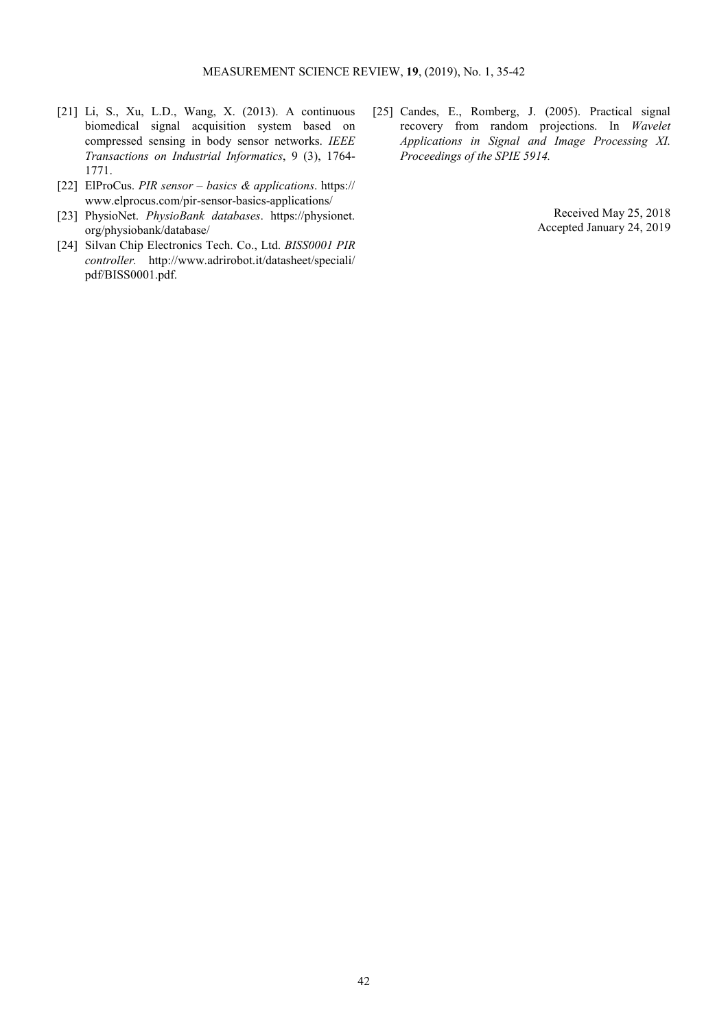[21] Li, S., Xu, L.D., Wang, X. (2013). A continuous biomedical signal acquisition system based on compressed sensing in body sensor networks. *IEEE Transactions on Industrial Informatics*, 9 (3), 1764-1771.

[22] ElProCus. *PIR sensor – basics & applications*. https://www.elprocus.com/pir-sensor-basics-applications/

[23] PhysioNet. *PhysioBank databases*. https://physionet.org/physiobank/database/

[24] Silvan Chip Electronics Tech. Co., Ltd. *BISS0001 PIR controller.* http://www.adrirobot.it/datasheet/speciali/pdf/BISS0001.pdf.

[25] Candes, E., Romberg, J. (2005). Practical signal recovery from random projections. In *Wavelet Applications in Signal and Image Processing XI. Proceedings of the SPIE 5914.*

Received May 25, 2018
Accepted January 24, 2019